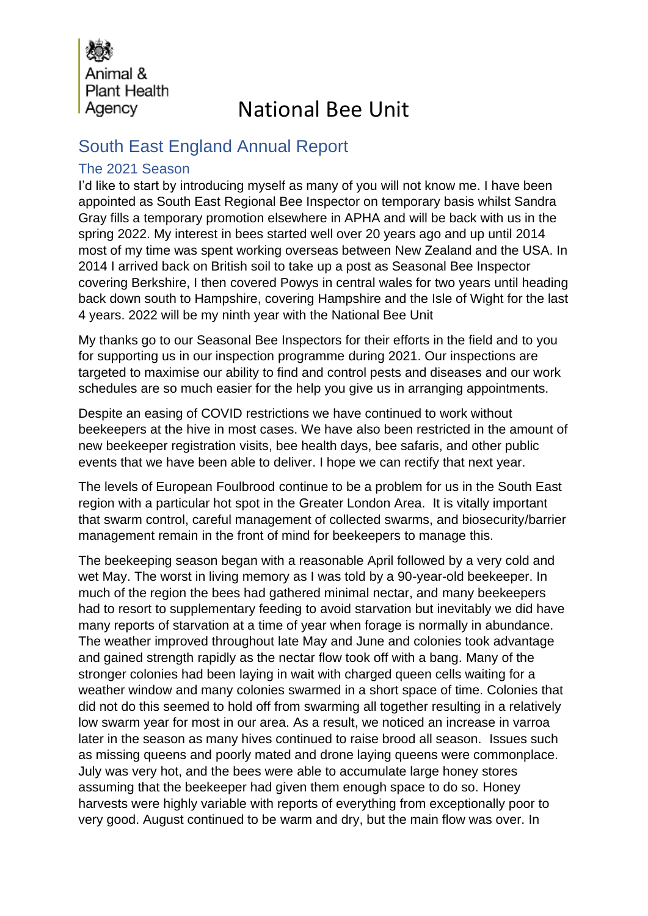Animal & Plant Health Agency

# National Bee Unit

## South East England Annual Report

### The 2021 Season

I'd like to start by introducing myself as many of you will not know me. I have been appointed as South East Regional Bee Inspector on temporary basis whilst Sandra Gray fills a temporary promotion elsewhere in APHA and will be back with us in the spring 2022. My interest in bees started well over 20 years ago and up until 2014 most of my time was spent working overseas between New Zealand and the USA. In 2014 I arrived back on British soil to take up a post as Seasonal Bee Inspector covering Berkshire, I then covered Powys in central wales for two years until heading back down south to Hampshire, covering Hampshire and the Isle of Wight for the last 4 years. 2022 will be my ninth year with the National Bee Unit

My thanks go to our Seasonal Bee Inspectors for their efforts in the field and to you for supporting us in our inspection programme during 2021. Our inspections are targeted to maximise our ability to find and control pests and diseases and our work schedules are so much easier for the help you give us in arranging appointments.

Despite an easing of COVID restrictions we have continued to work without beekeepers at the hive in most cases. We have also been restricted in the amount of new beekeeper registration visits, bee health days, bee safaris, and other public events that we have been able to deliver. I hope we can rectify that next year.

The levels of European Foulbrood continue to be a problem for us in the South East region with a particular hot spot in the Greater London Area. It is vitally important that swarm control, careful management of collected swarms, and biosecurity/barrier management remain in the front of mind for beekeepers to manage this.

The beekeeping season began with a reasonable April followed by a very cold and wet May. The worst in living memory as I was told by a 90-year-old beekeeper. In much of the region the bees had gathered minimal nectar, and many beekeepers had to resort to supplementary feeding to avoid starvation but inevitably we did have many reports of starvation at a time of year when forage is normally in abundance. The weather improved throughout late May and June and colonies took advantage and gained strength rapidly as the nectar flow took off with a bang. Many of the stronger colonies had been laying in wait with charged queen cells waiting for a weather window and many colonies swarmed in a short space of time. Colonies that did not do this seemed to hold off from swarming all together resulting in a relatively low swarm year for most in our area. As a result, we noticed an increase in varroa later in the season as many hives continued to raise brood all season. Issues such as missing queens and poorly mated and drone laying queens were commonplace. July was very hot, and the bees were able to accumulate large honey stores assuming that the beekeeper had given them enough space to do so. Honey harvests were highly variable with reports of everything from exceptionally poor to very good. August continued to be warm and dry, but the main flow was over. In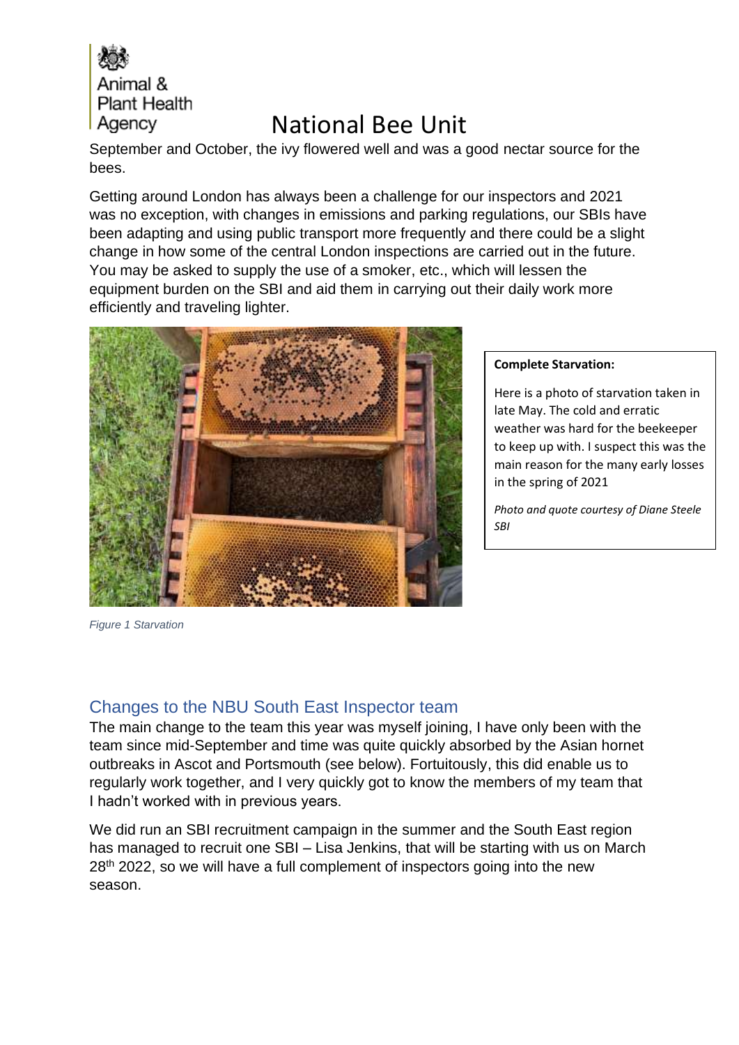September and October, the ivy flowered well and was a good nectar source for the bees.

Getting around London has always been a challenge for our inspectors and 2021 was no exception, with changes in emissions and parking regulations, our SBIs have been adapting and using public transport more frequently and there could be a slight change in how some of the central London inspections are carried out in the future. You may be asked to supply the use of a smoker, etc., which will lessen the equipment burden on the SBI and aid them in carrying out their daily work more efficiently and traveling lighter.

*Figure 1 Starvation*

**Complete Starvation:**

Here is a photo of starvation taken in late May. The cold and erratic weather was hard for the beekeeper to keep up with. I suspect this was the main reason for the many early losses in the spring of 2021

*Photo and quote courtesy of Diane Steele SBI*

## Changes to the NBU South East Inspector team

The main change to the team this year was myself joining, I have only been with the team since mid-September and time was quite quickly absorbed by the Asian hornet outbreaks in Ascot and Portsmouth (see below). Fortuitously, this did enable us to regularly work together, and I very quickly got to know the members of my team that I hadn't worked with in previous years.

We did run an SBI recruitment campaign in the summer and the South East region has managed to recruit one SBI – Lisa Jenkins, that will be starting with us on March 28th 2022, so we will have a full complement of inspectors going into the new season.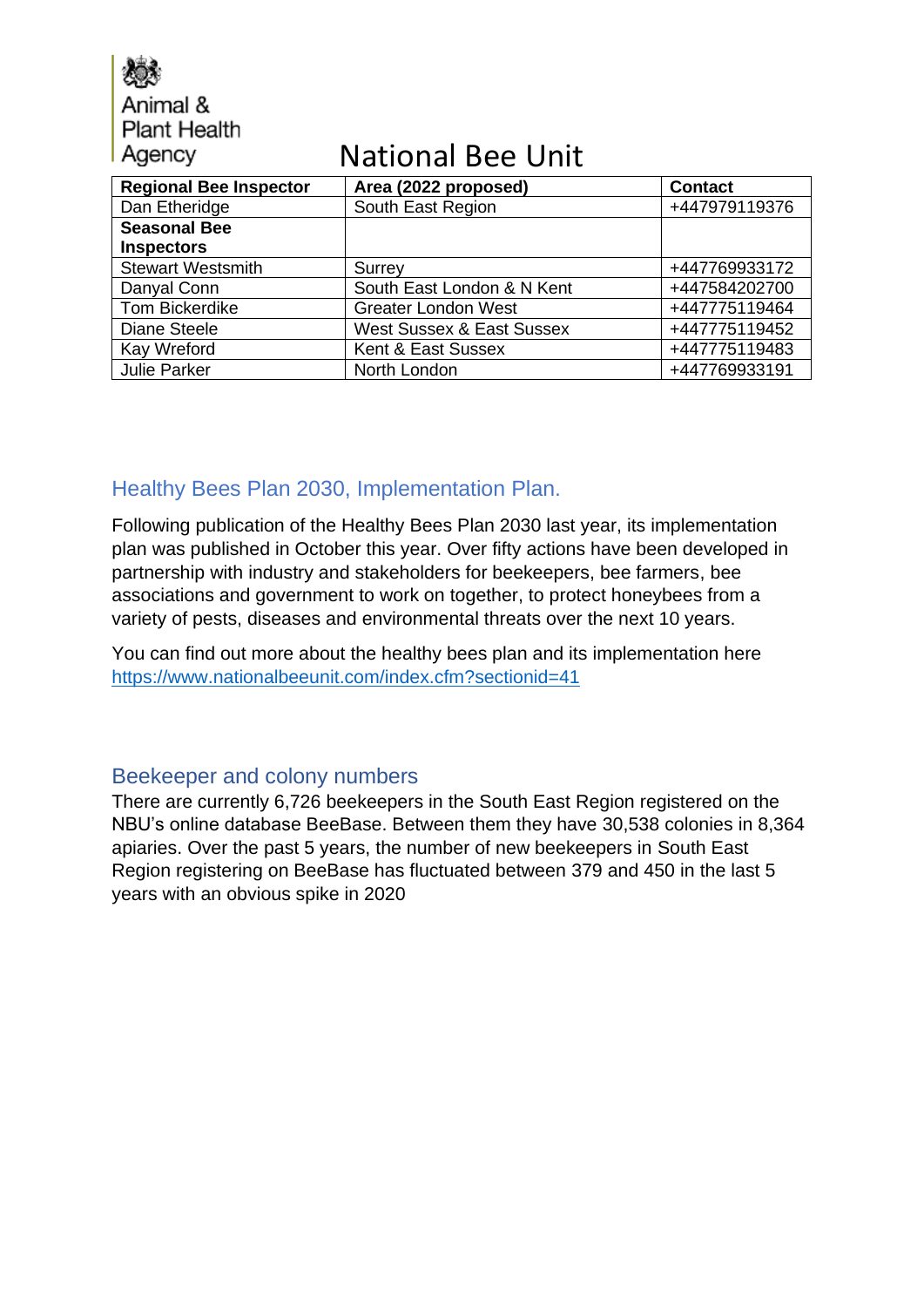Animal & Plant Health Agency

# National Bee Unit

| Regional Bee Inspector | Area (2022 proposed) | Contact |
|---|---|---|
| Dan Etheridge | South East Region | +447979119376 |
| **Seasonal Bee Inspectors** | | |
| Stewart Westsmith | Surrey | +447769933172 |
| Danyal Conn | South East London & N Kent | +447584202700 |
| Tom Bickerdike | Greater London West | +447775119464 |
| Diane Steele | West Sussex & East Sussex | +447775119452 |
| Kay Wreford | Kent & East Sussex | +447775119483 |
| Julie Parker | North London | +447769933191 |

## Healthy Bees Plan 2030, Implementation Plan.

Following publication of the Healthy Bees Plan 2030 last year, its implementation plan was published in October this year. Over fifty actions have been developed in partnership with industry and stakeholders for beekeepers, bee farmers, bee associations and government to work on together, to protect honeybees from a variety of pests, diseases and environmental threats over the next 10 years.

You can find out more about the healthy bees plan and its implementation here https://www.nationalbeeunit.com/index.cfm?sectionid=41

## Beekeeper and colony numbers

There are currently 6,726 beekeepers in the South East Region registered on the NBU's online database BeeBase. Between them they have 30,538 colonies in 8,364 apiaries. Over the past 5 years, the number of new beekeepers in South East Region registering on BeeBase has fluctuated between 379 and 450 in the last 5 years with an obvious spike in 2020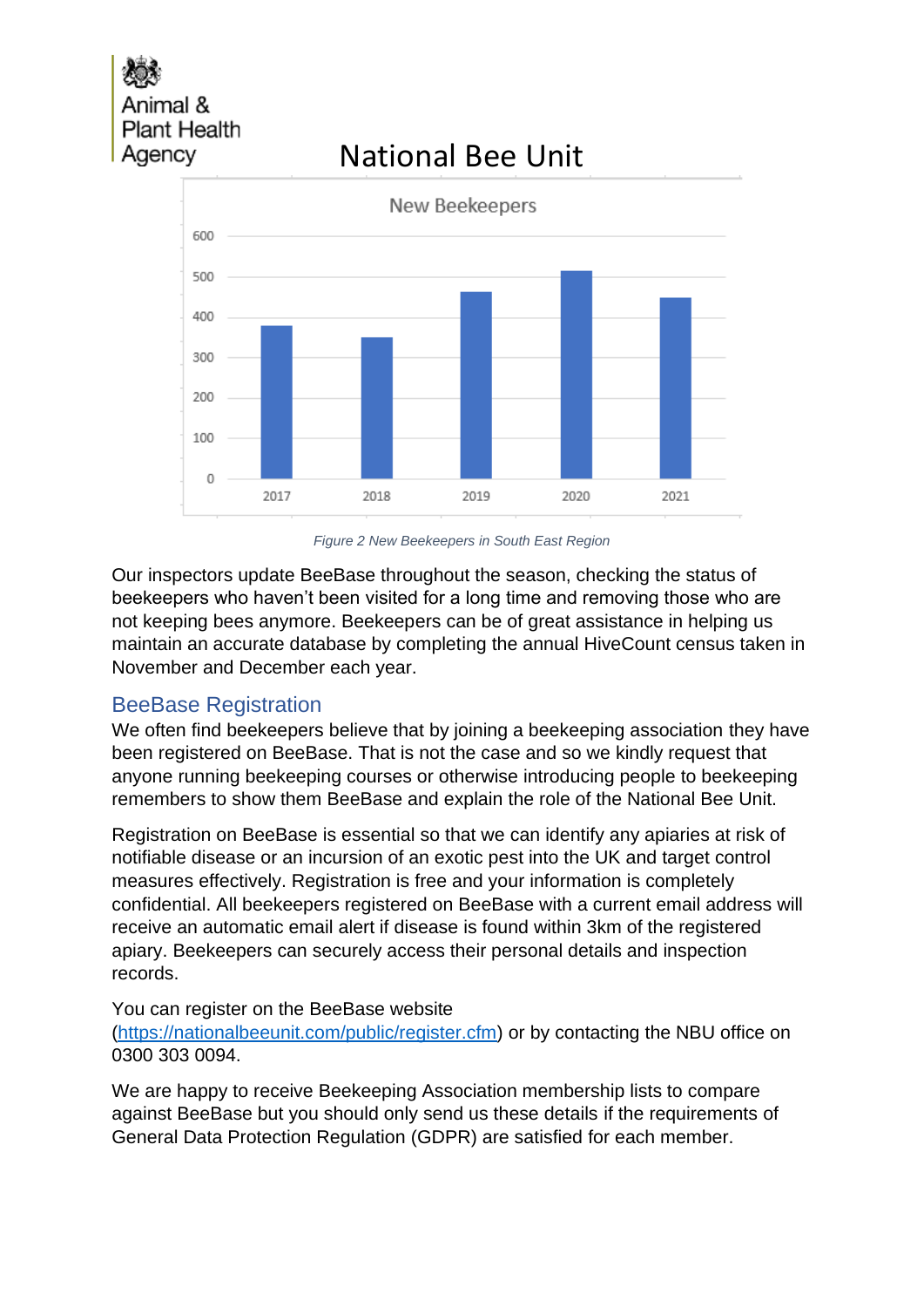Figure 2 New Beekeepers in South East Region

Our inspectors update BeeBase throughout the season, checking the status of beekeepers who haven't been visited for a long time and removing those who are not keeping bees anymore. Beekeepers can be of great assistance in helping us maintain an accurate database by completing the annual HiveCount census taken in November and December each year.

## BeeBase Registration

We often find beekeepers believe that by joining a beekeeping association they have been registered on BeeBase. That is not the case and so we kindly request that anyone running beekeeping courses or otherwise introducing people to beekeeping remembers to show them BeeBase and explain the role of the National Bee Unit.

Registration on BeeBase is essential so that we can identify any apiaries at risk of notifiable disease or an incursion of an exotic pest into the UK and target control measures effectively. Registration is free and your information is completely confidential. All beekeepers registered on BeeBase with a current email address will receive an automatic email alert if disease is found within 3km of the registered apiary. Beekeepers can securely access their personal details and inspection records.

You can register on the BeeBase website (https://nationalbeeunit.com/public/register.cfm) or by contacting the NBU office on 0300 303 0094.

We are happy to receive Beekeeping Association membership lists to compare against BeeBase but you should only send us these details if the requirements of General Data Protection Regulation (GDPR) are satisfied for each member.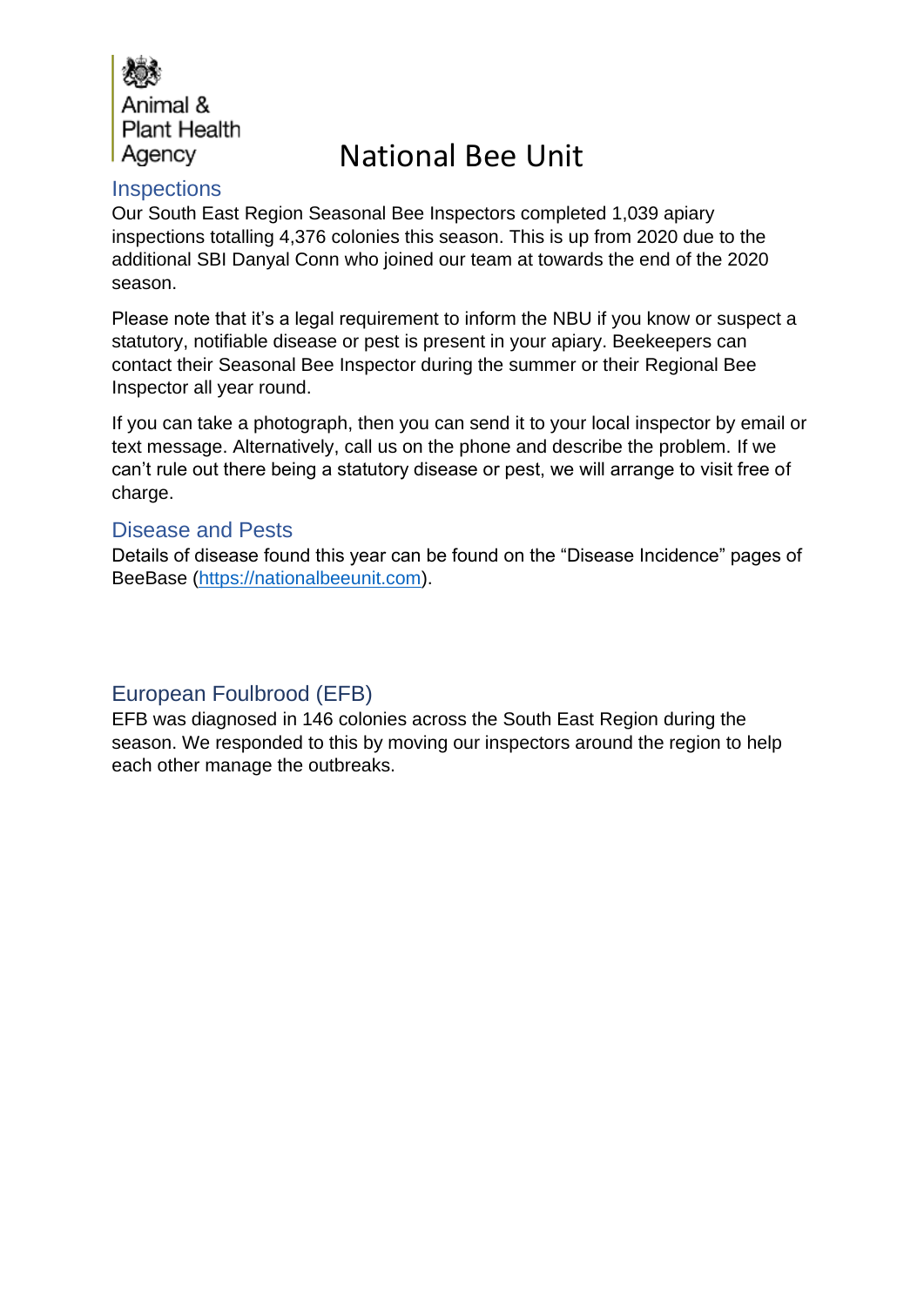Animal & Plant Health Agency

# National Bee Unit

## Inspections

Our South East Region Seasonal Bee Inspectors completed 1,039 apiary inspections totalling 4,376 colonies this season. This is up from 2020 due to the additional SBI Danyal Conn who joined our team at towards the end of the 2020 season.

Please note that it's a legal requirement to inform the NBU if you know or suspect a statutory, notifiable disease or pest is present in your apiary. Beekeepers can contact their Seasonal Bee Inspector during the summer or their Regional Bee Inspector all year round.

If you can take a photograph, then you can send it to your local inspector by email or text message. Alternatively, call us on the phone and describe the problem. If we can't rule out there being a statutory disease or pest, we will arrange to visit free of charge.

## Disease and Pests

Details of disease found this year can be found on the "Disease Incidence" pages of BeeBase (https://nationalbeeunit.com).

## European Foulbrood (EFB)

EFB was diagnosed in 146 colonies across the South East Region during the season. We responded to this by moving our inspectors around the region to help each other manage the outbreaks.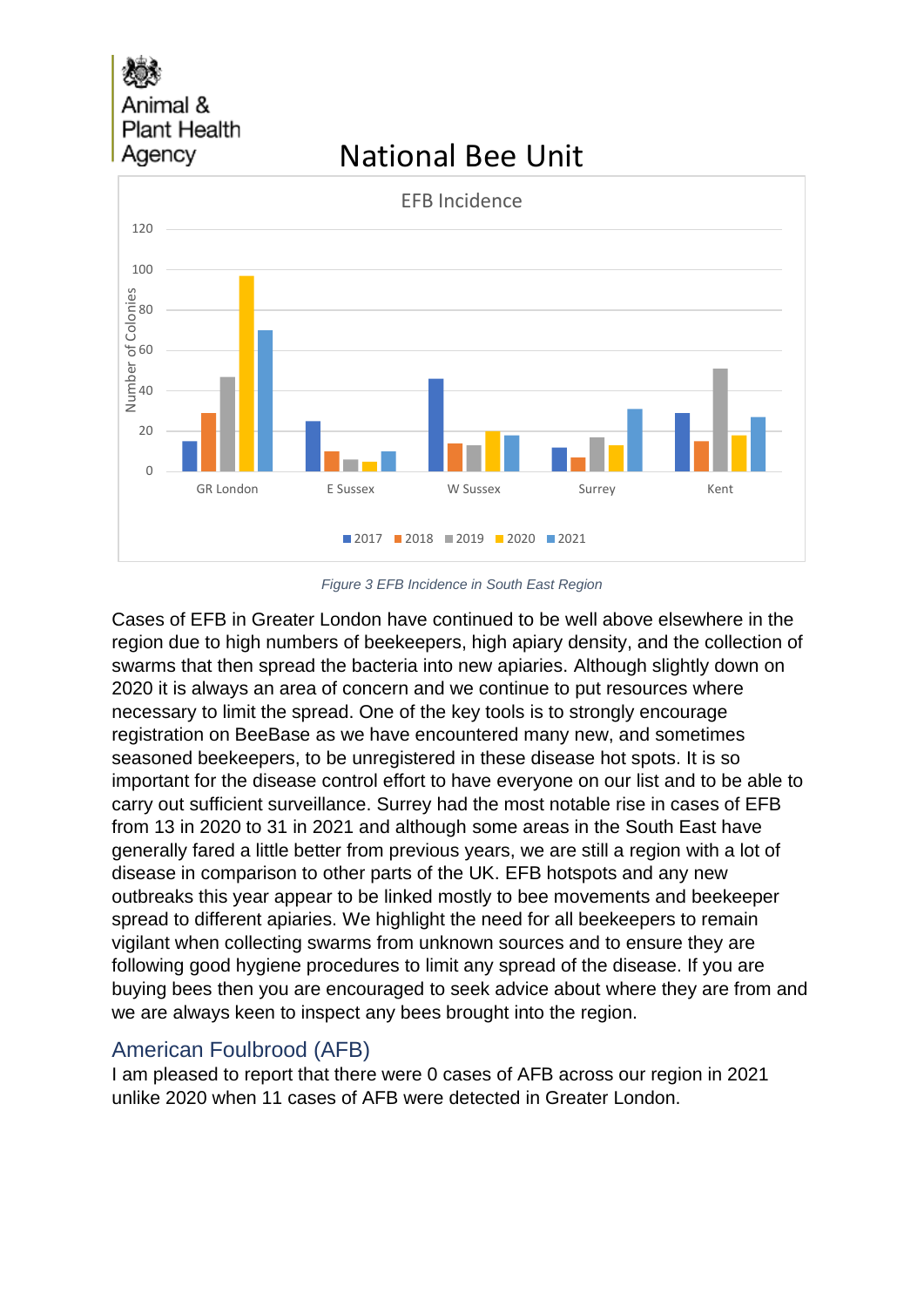# National Bee Unit

Figure 3 EFB Incidence in South East Region

Cases of EFB in Greater London have continued to be well above elsewhere in the region due to high numbers of beekeepers, high apiary density, and the collection of swarms that then spread the bacteria into new apiaries. Although slightly down on 2020 it is always an area of concern and we continue to put resources where necessary to limit the spread. One of the key tools is to strongly encourage registration on BeeBase as we have encountered many new, and sometimes seasoned beekeepers, to be unregistered in these disease hot spots. It is so important for the disease control effort to have everyone on our list and to be able to carry out sufficient surveillance. Surrey had the most notable rise in cases of EFB from 13 in 2020 to 31 in 2021 and although some areas in the South East have generally fared a little better from previous years, we are still a region with a lot of disease in comparison to other parts of the UK. EFB hotspots and any new outbreaks this year appear to be linked mostly to bee movements and beekeeper spread to different apiaries. We highlight the need for all beekeepers to remain vigilant when collecting swarms from unknown sources and to ensure they are following good hygiene procedures to limit any spread of the disease. If you are buying bees then you are encouraged to seek advice about where they are from and we are always keen to inspect any bees brought into the region.

## American Foulbrood (AFB)

I am pleased to report that there were 0 cases of AFB across our region in 2021 unlike 2020 when 11 cases of AFB were detected in Greater London.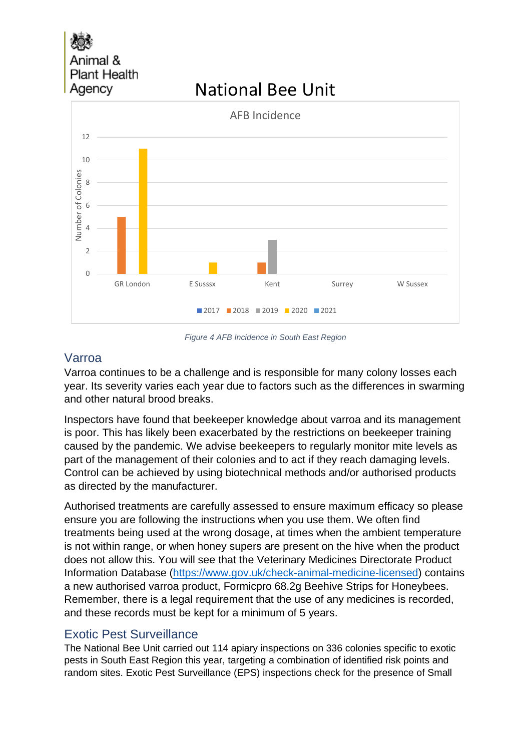*Figure 4 AFB Incidence in South East Region*

## Varroa

Varroa continues to be a challenge and is responsible for many colony losses each year. Its severity varies each year due to factors such as the differences in swarming and other natural brood breaks.

Inspectors have found that beekeeper knowledge about varroa and its management is poor. This has likely been exacerbated by the restrictions on beekeeper training caused by the pandemic. We advise beekeepers to regularly monitor mite levels as part of the management of their colonies and to act if they reach damaging levels. Control can be achieved by using biotechnical methods and/or authorised products as directed by the manufacturer.

Authorised treatments are carefully assessed to ensure maximum efficacy so please ensure you are following the instructions when you use them. We often find treatments being used at the wrong dosage, at times when the ambient temperature is not within range, or when honey supers are present on the hive when the product does not allow this. You will see that the Veterinary Medicines Directorate Product Information Database ([https://www.gov.uk/check-animal-medicine-licensed](https://www.gov.uk/check-animal-medicine-licensed)) contains a new authorised varroa product, Formicpro 68.2g Beehive Strips for Honeybees. Remember, there is a legal requirement that the use of any medicines is recorded, and these records must be kept for a minimum of 5 years.

## Exotic Pest Surveillance

The National Bee Unit carried out 114 apiary inspections on 336 colonies specific to exotic pests in South East Region this year, targeting a combination of identified risk points and random sites. Exotic Pest Surveillance (EPS) inspections check for the presence of Small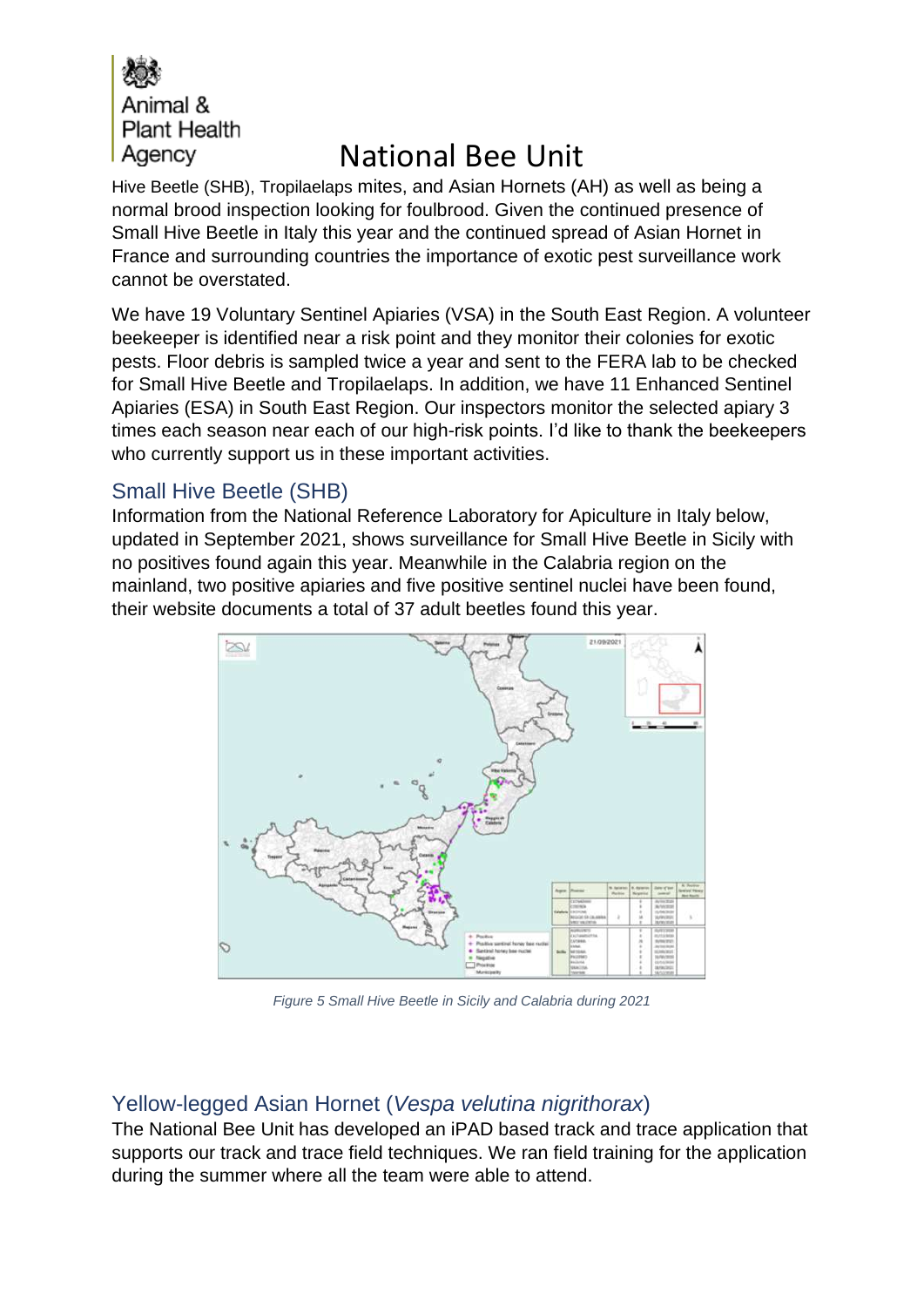Hive Beetle (SHB), Tropilaelaps mites, and Asian Hornets (AH) as well as being a normal brood inspection looking for foulbrood. Given the continued presence of Small Hive Beetle in Italy this year and the continued spread of Asian Hornet in France and surrounding countries the importance of exotic pest surveillance work cannot be overstated.

We have 19 Voluntary Sentinel Apiaries (VSA) in the South East Region. A volunteer beekeeper is identified near a risk point and they monitor their colonies for exotic pests. Floor debris is sampled twice a year and sent to the FERA lab to be checked for Small Hive Beetle and Tropilaelaps. In addition, we have 11 Enhanced Sentinel Apiaries (ESA) in South East Region. Our inspectors monitor the selected apiary 3 times each season near each of our high-risk points. I'd like to thank the beekeepers who currently support us in these important activities.

## Small Hive Beetle (SHB)

Information from the National Reference Laboratory for Apiculture in Italy below, updated in September 2021, shows surveillance for Small Hive Beetle in Sicily with no positives found again this year. Meanwhile in the Calabria region on the mainland, two positive apiaries and five positive sentinel nuclei have been found, their website documents a total of 37 adult beetles found this year.

*Figure 5 Small Hive Beetle in Sicily and Calabria during 2021*

## Yellow-legged Asian Hornet (*Vespa velutina nigrithorax*)

The National Bee Unit has developed an iPAD based track and trace application that supports our track and trace field techniques. We ran field training for the application during the summer where all the team were able to attend.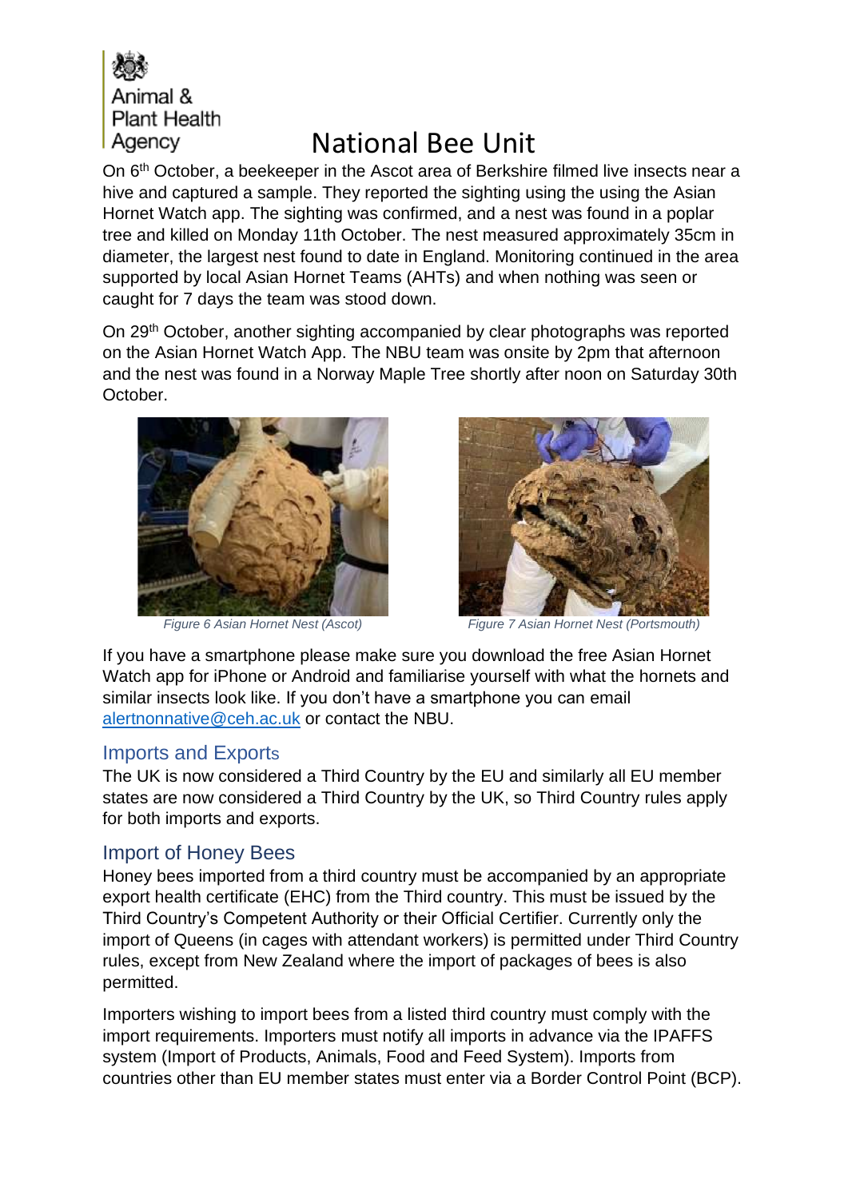# National Bee Unit

On 6th October, a beekeeper in the Ascot area of Berkshire filmed live insects near a hive and captured a sample. They reported the sighting using the using the Asian Hornet Watch app. The sighting was confirmed, and a nest was found in a poplar tree and killed on Monday 11th October. The nest measured approximately 35cm in diameter, the largest nest found to date in England. Monitoring continued in the area supported by local Asian Hornet Teams (AHTs) and when nothing was seen or caught for 7 days the team was stood down.

On 29th October, another sighting accompanied by clear photographs was reported on the Asian Hornet Watch App. The NBU team was onsite by 2pm that afternoon and the nest was found in a Norway Maple Tree shortly after noon on Saturday 30th October.

*Figure 6 Asian Hornet Nest (Ascot)*

*Figure 7 Asian Hornet Nest (Portsmouth)*

If you have a smartphone please make sure you download the free Asian Hornet Watch app for iPhone or Android and familiarise yourself with what the hornets and similar insects look like. If you don't have a smartphone you can email alertnonnative@ceh.ac.uk or contact the NBU.

## Imports and Exports

The UK is now considered a Third Country by the EU and similarly all EU member states are now considered a Third Country by the UK, so Third Country rules apply for both imports and exports.

## Import of Honey Bees

Honey bees imported from a third country must be accompanied by an appropriate export health certificate (EHC) from the Third country. This must be issued by the Third Country's Competent Authority or their Official Certifier. Currently only the import of Queens (in cages with attendant workers) is permitted under Third Country rules, except from New Zealand where the import of packages of bees is also permitted.

Importers wishing to import bees from a listed third country must comply with the import requirements. Importers must notify all imports in advance via the IPAFFS system (Import of Products, Animals, Food and Feed System). Imports from countries other than EU member states must enter via a Border Control Point (BCP).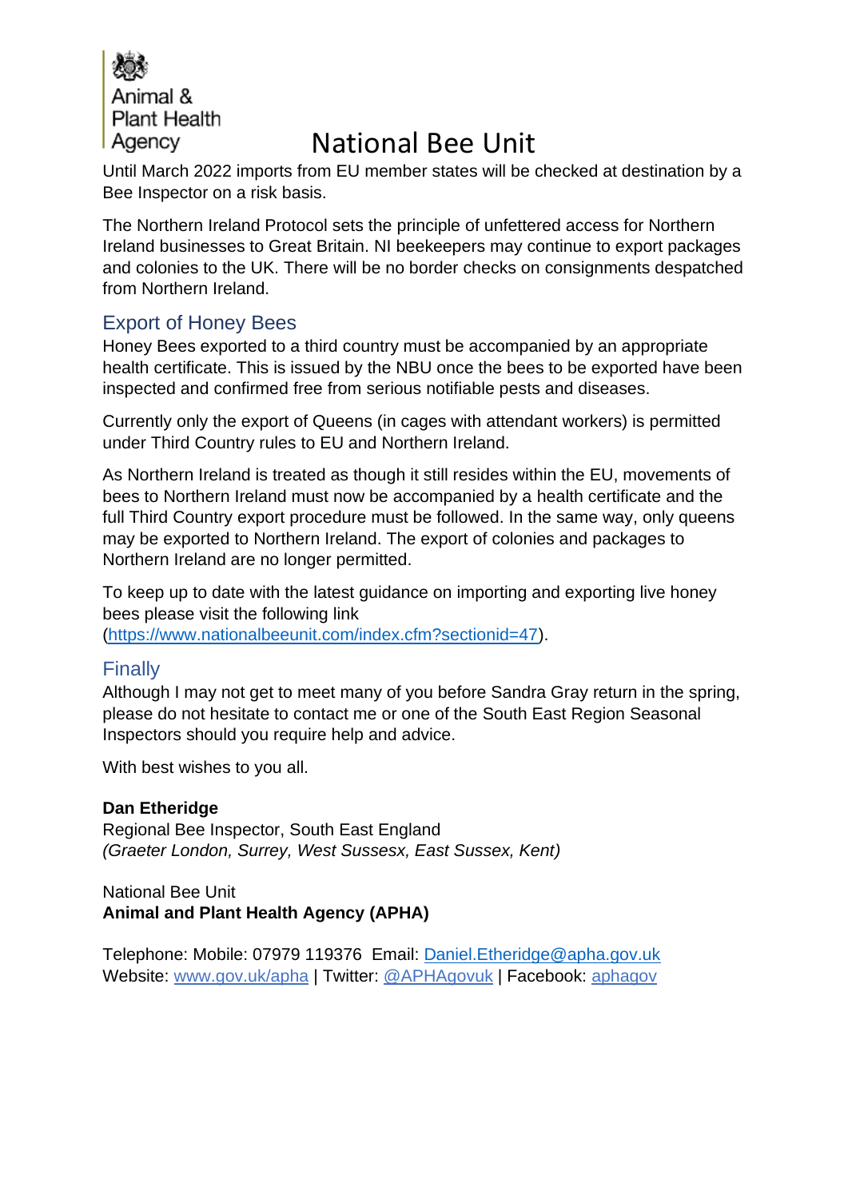Animal & Plant Health Agency

# National Bee Unit

Until March 2022 imports from EU member states will be checked at destination by a Bee Inspector on a risk basis.

The Northern Ireland Protocol sets the principle of unfettered access for Northern Ireland businesses to Great Britain. NI beekeepers may continue to export packages and colonies to the UK. There will be no border checks on consignments despatched from Northern Ireland.

## Export of Honey Bees

Honey Bees exported to a third country must be accompanied by an appropriate health certificate. This is issued by the NBU once the bees to be exported have been inspected and confirmed free from serious notifiable pests and diseases.

Currently only the export of Queens (in cages with attendant workers) is permitted under Third Country rules to EU and Northern Ireland.

As Northern Ireland is treated as though it still resides within the EU, movements of bees to Northern Ireland must now be accompanied by a health certificate and the full Third Country export procedure must be followed. In the same way, only queens may be exported to Northern Ireland. The export of colonies and packages to Northern Ireland are no longer permitted.

To keep up to date with the latest guidance on importing and exporting live honey bees please visit the following link (https://www.nationalbeeunit.com/index.cfm?sectionid=47).

## Finally

Although I may not get to meet many of you before Sandra Gray return in the spring, please do not hesitate to contact me or one of the South East Region Seasonal Inspectors should you require help and advice.

With best wishes to you all.

**Dan Etheridge**
Regional Bee Inspector, South East England
*(Graeter London, Surrey, West Sussesx, East Sussex, Kent)*

National Bee Unit
**Animal and Plant Health Agency (APHA)**

Telephone: Mobile: 07979 119376 Email: Daniel.Etheridge@apha.gov.uk
Website: www.gov.uk/apha | Twitter: @APHAgovuk | Facebook: aphagov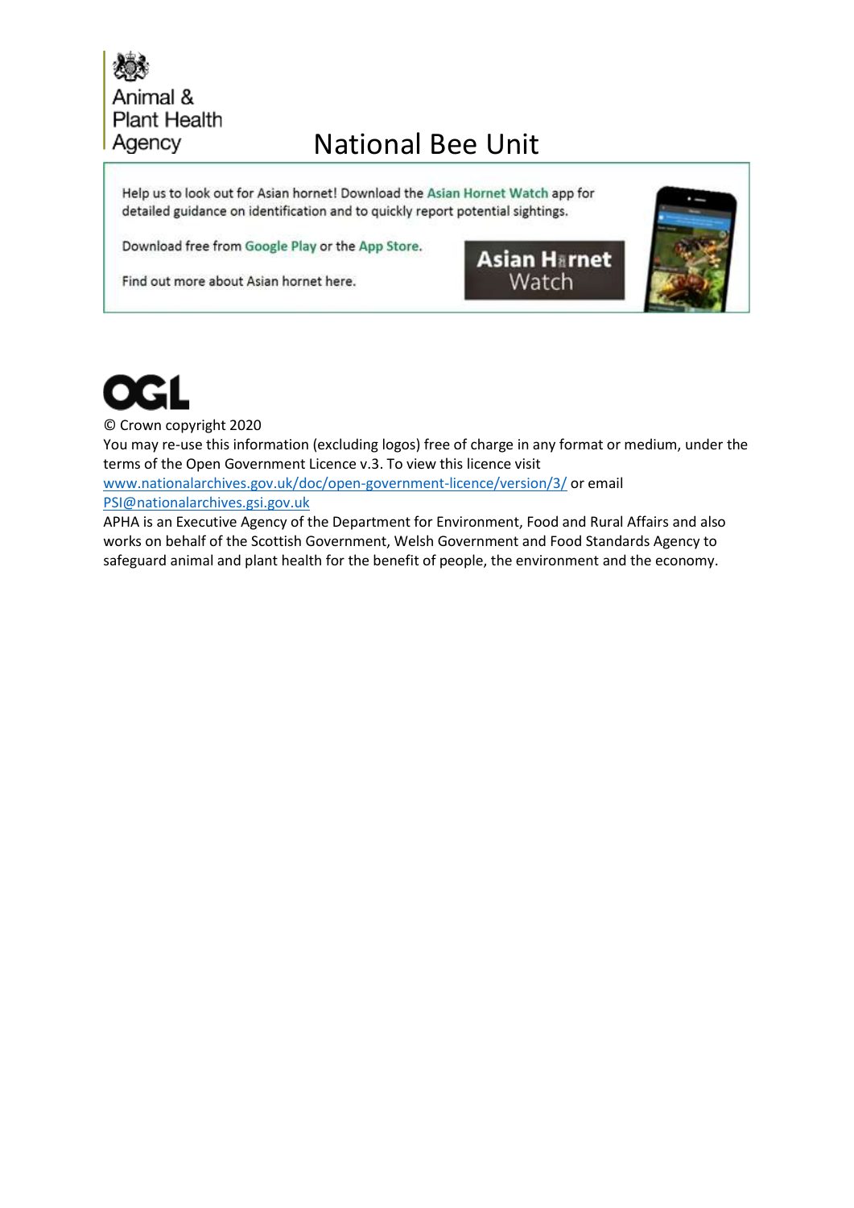Animal & Plant Health Agency

# National Bee Unit

Help us to look out for Asian hornet! Download the **Asian Hornet Watch** app for detailed guidance on identification and to quickly report potential sightings.

Download free from **Google Play** or the **App Store**.

Find out more about Asian hornet here.

Asian Hornet Watch

OGL

© Crown copyright 2020

You may re-use this information (excluding logos) free of charge in any format or medium, under the terms of the Open Government Licence v.3. To view this licence visit www.nationalarchives.gov.uk/doc/open-government-licence/version/3/ or email PSI@nationalarchives.gsi.gov.uk

APHA is an Executive Agency of the Department for Environment, Food and Rural Affairs and also works on behalf of the Scottish Government, Welsh Government and Food Standards Agency to safeguard animal and plant health for the benefit of people, the environment and the economy.